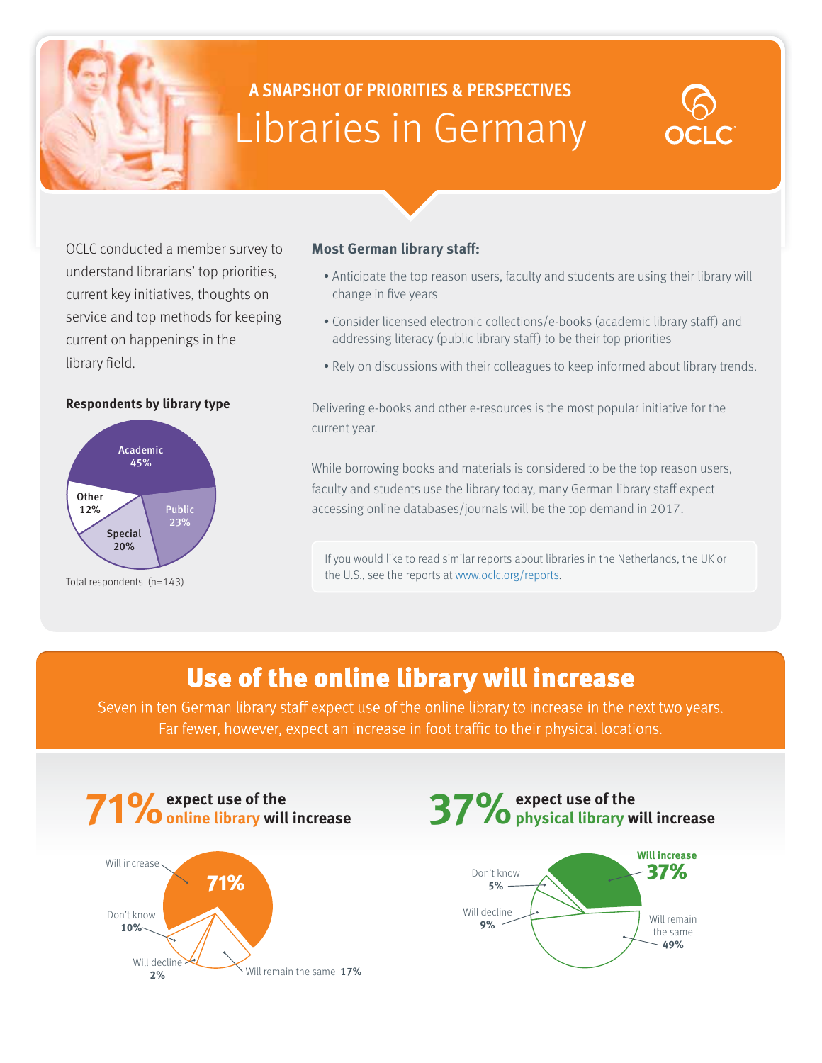A SNAPSHOT OF PRIORITIES & PERSPECTIVES

# Libraries in Germany

OCLC

OCLC conducted a member survey to understand librarians' top priorities, current key initiatives, thoughts on service and top methods for keeping current on happenings in the library field.

**Respondents by library type**

- Academic 45%
- Public 23%
- Special 20%
- Other 12%

Total respondents (n=143)

**Most German library staff:**

- Anticipate the top reason users, faculty and students are using their library will change in five years
- Consider licensed electronic collections/e-books (academic library staff) and addressing literacy (public library staff) to be their top priorities
- Rely on discussions with their colleagues to keep informed about library trends.

Delivering e-books and other e-resources is the most popular initiative for the current year.

While borrowing books and materials is considered to be the top reason users, faculty and students use the library today, many German library staff expect accessing online databases/journals will be the top demand in 2017.

If you would like to read similar reports about libraries in the Netherlands, the UK or the U.S., see the reports at www.oclc.org/reports.

## Use of the online library will increase

Seven in ten German library staff expect use of the online library to increase in the next two years. Far fewer, however, expect an increase in foot traffic to their physical locations.

**71% expect use of the online library will increase**

- Will increase 71%
- Will remain the same 17%
- Don't know 10%
- Will decline 2%

**37% expect use of the physical library will increase**

- Will increase 37%
- Will remain the same 49%
- Will decline 9%
- Don't know 5%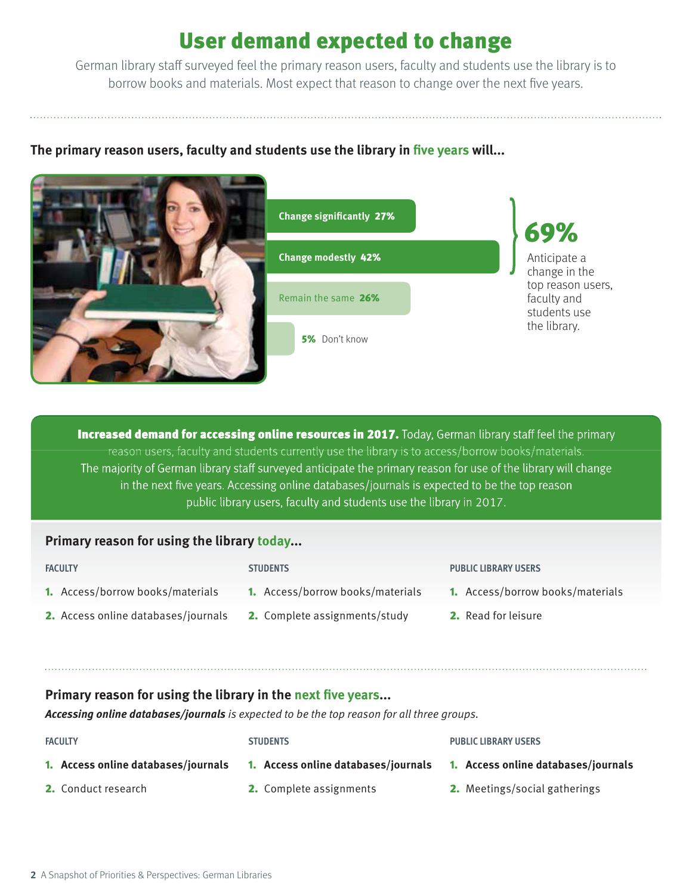# User demand expected to change

German library staff surveyed feel the primary reason users, faculty and students use the library is to borrow books and materials. Most expect that reason to change over the next five years.

**The primary reason users, faculty and students use the library in five years will...**

- Change significantly **27%**
- Change modestly **42%**
- Remain the same **26%**
- **5%** Don't know

**69%** Anticipate a change in the top reason users, faculty and students use the library.

**Increased demand for accessing online resources in 2017.** Today, German library staff feel the primary reason users, faculty and students currently use the library is to access/borrow books/materials. The majority of German library staff surveyed anticipate the primary reason for use of the library will change in the next five years. Accessing online databases/journals is expected to be the top reason public library users, faculty and students use the library in 2017.

## Primary reason for using the library today...

| FACULTY | STUDENTS | PUBLIC LIBRARY USERS |
|---|---|---|
| 1. Access/borrow books/materials | 1. Access/borrow books/materials | 1. Access/borrow books/materials |
| 2. Access online databases/journals | 2. Complete assignments/study | 2. Read for leisure |

## Primary reason for using the library in the next five years...

***Accessing online databases/journals*** *is expected to be the top reason for all three groups.*

| FACULTY | STUDENTS | PUBLIC LIBRARY USERS |
|---|---|---|
| 1. **Access online databases/journals** | 1. **Access online databases/journals** | 1. **Access online databases/journals** |
| 2. Conduct research | 2. Complete assignments | 2. Meetings/social gatherings |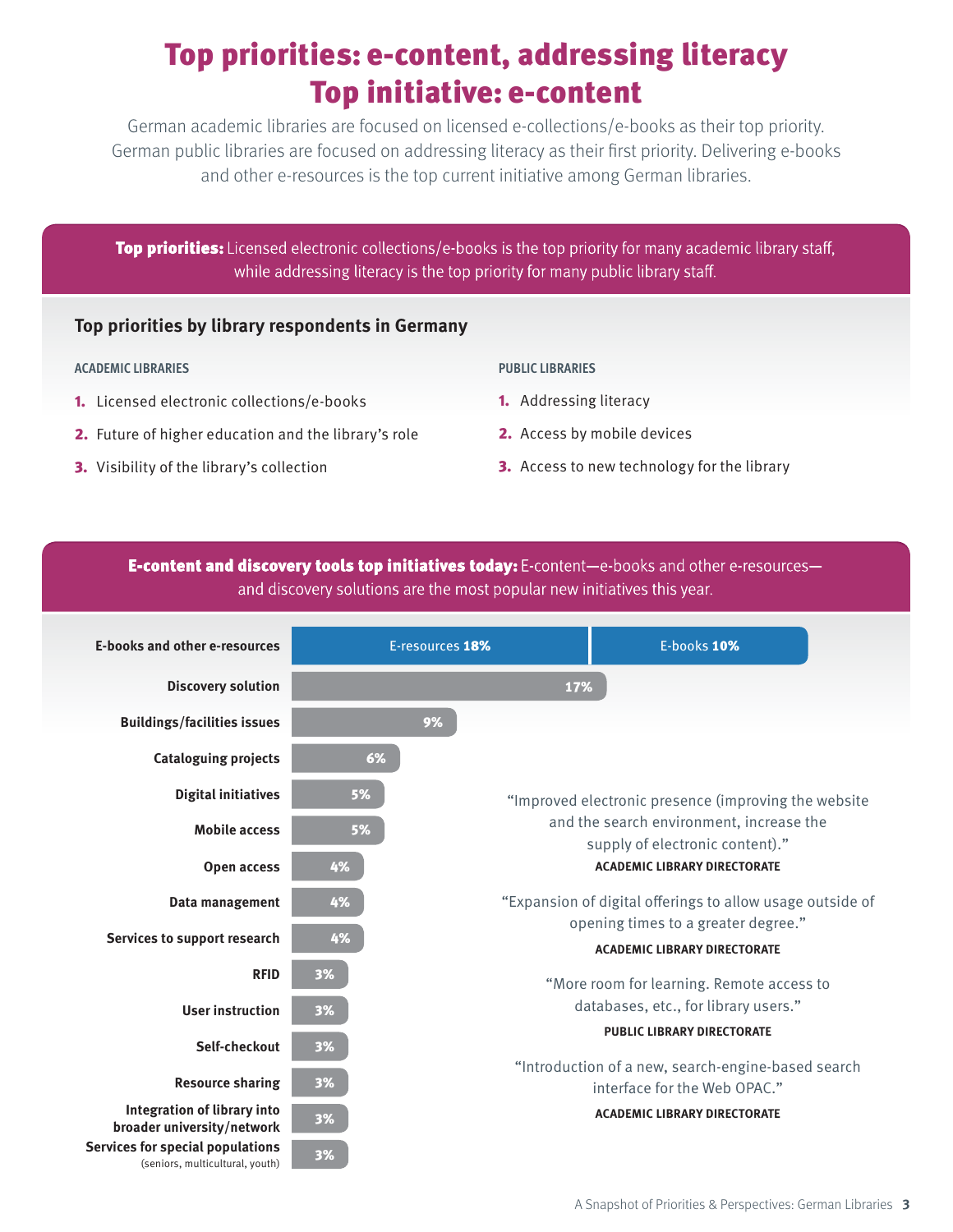# Top priorities: e-content, addressing literacy
# Top initiative: e-content

German academic libraries are focused on licensed e-collections/e-books as their top priority. German public libraries are focused on addressing literacy as their first priority. Delivering e-books and other e-resources is the top current initiative among German libraries.

**Top priorities:** Licensed electronic collections/e-books is the top priority for many academic library staff, while addressing literacy is the top priority for many public library staff.

## Top priorities by library respondents in Germany

**ACADEMIC LIBRARIES**

1. Licensed electronic collections/e-books
2. Future of higher education and the library's role
3. Visibility of the library's collection

**PUBLIC LIBRARIES**

1. Addressing literacy
2. Access by mobile devices
3. Access to new technology for the library

**E-content and discovery tools top initiatives today:** E-content—e-books and other e-resources—and discovery solutions are the most popular new initiatives this year.

| Initiative | Percentage |
|---|---|
| E-books and other e-resources | E-resources 18%, E-books 10% |
| Discovery solution | 17% |
| Buildings/facilities issues | 9% |
| Cataloguing projects | 6% |
| Digital initiatives | 5% |
| Mobile access | 5% |
| Open access | 4% |
| Data management | 4% |
| Services to support research | 4% |
| RFID | 3% |
| User instruction | 3% |
| Self-checkout | 3% |
| Resource sharing | 3% |
| Integration of library into broader university/network | 3% |
| Services for special populations (seniors, multicultural, youth) | 3% |

"Improved electronic presence (improving the website and the search environment, increase the supply of electronic content)."
**ACADEMIC LIBRARY DIRECTORATE**

"Expansion of digital offerings to allow usage outside of opening times to a greater degree."
**ACADEMIC LIBRARY DIRECTORATE**

"More room for learning. Remote access to databases, etc., for library users."
**PUBLIC LIBRARY DIRECTORATE**

"Introduction of a new, search-engine-based search interface for the Web OPAC."
**ACADEMIC LIBRARY DIRECTORATE**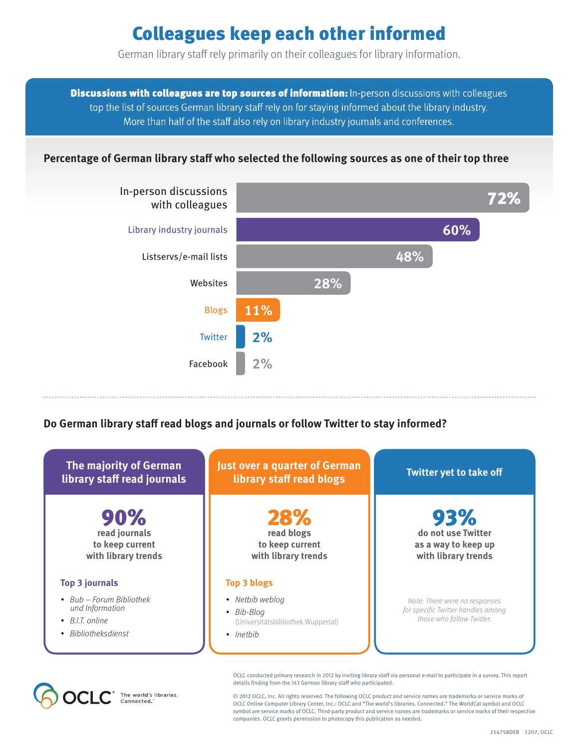# Colleagues keep each other informed

German library staff rely primarily on their colleagues for library information.

**Discussions with colleagues are top sources of information:** In-person discussions with colleagues top the list of sources German library staff rely on for staying informed about the library industry. More than half of the staff also rely on library industry journals and conferences.

## Percentage of German library staff who selected the following sources as one of their top three

In-person discussions with colleagues 72%

Library industry journals 60%

Listservs/e-mail lists 48%

Websites 28%

Blogs 11%

Twitter 2%

Facebook 2%

## Do German library staff read blogs and journals or follow Twitter to stay informed?

### The majority of German library staff read journals

**90%** read journals to keep current with library trends

**Top 3 journals**

- *Bub – Forum Bibliothek und Information*
- *B.I.T. online*
- *Bibliotheksdienst*

### Just over a quarter of German library staff read blogs

**28%** read blogs to keep current with library trends

**Top 3 blogs**

- *Netbib weblog*
- *Bib-Blog* (Universitätsbibliothek Wuppertal)
- *Inetbib*

### Twitter yet to take off

**93%** do not use Twitter as a way to keep up with library trends

*Note: There were no responses for specific Twitter handles among those who follow Twitter.*

OCLC® The world's libraries. Connected.™

OCLC conducted primary research in 2012 by inviting library staff via personal e-mail to participate in a survey. This report details finding from the 143 German library staff who participated.

© 2012 OCLC, Inc. All rights reserved. The following OCLC product and service names are trademarks or service marks of OCLC Online Computer Library Center, Inc.: OCLC and "The world's libraries. Connected." The WorldCat symbol and OCLC symbol are service marks of OCLC. Third-party product and service names are trademarks or service marks of their respective companies. OCLC grants permission to photocopy this publication as needed.

214758DEB 1207, OCLC